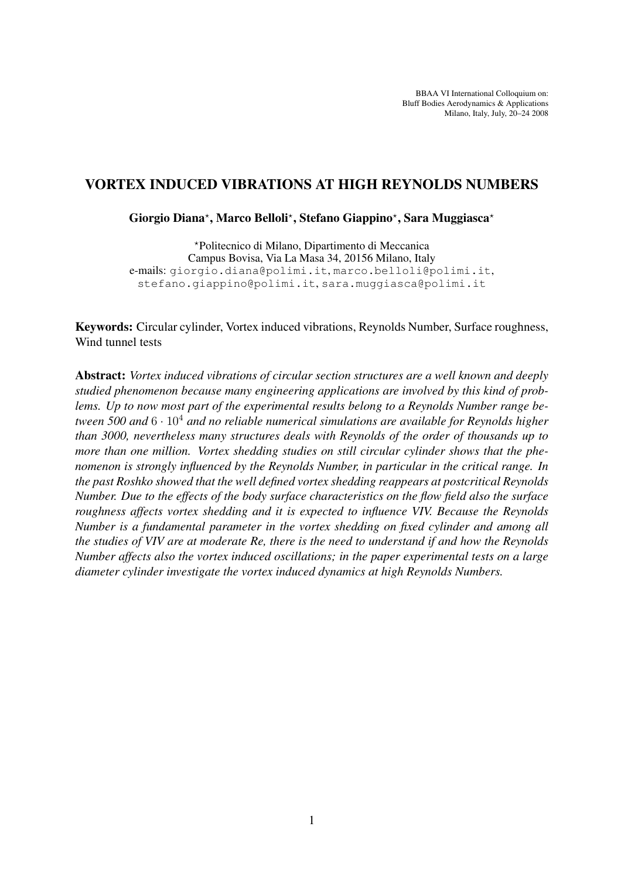BBAA VI International Colloquium on:
Bluff Bodies Aerodynamics & Applications
Milano, Italy, July, 20–24 2008

# VORTEX INDUCED VIBRATIONS AT HIGH REYNOLDS NUMBERS

**Giorgio Diana[⋆], Marco Belloli[⋆], Stefano Giappino[⋆], Sara Muggiasca[⋆]**

[⋆]Politecnico di Milano, Dipartimento di Meccanica
Campus Bovisa, Via La Masa 34, 20156 Milano, Italy
e-mails: giorgio.diana@polimi.it, marco.belloli@polimi.it, stefano.giappino@polimi.it, sara.muggiasca@polimi.it

**Keywords:** Circular cylinder, Vortex induced vibrations, Reynolds Number, Surface roughness, Wind tunnel tests

**Abstract:** *Vortex induced vibrations of circular section structures are a well known and deeply studied phenomenon because many engineering applications are involved by this kind of problems. Up to now most part of the experimental results belong to a Reynolds Number range between 500 and* $6 \cdot 10^4$ *and no reliable numerical simulations are available for Reynolds higher than 3000, nevertheless many structures deals with Reynolds of the order of thousands up to more than one million. Vortex shedding studies on still circular cylinder shows that the phenomenon is strongly influenced by the Reynolds Number, in particular in the critical range. In the past Roshko showed that the well defined vortex shedding reappears at postcritical Reynolds Number. Due to the effects of the body surface characteristics on the flow field also the surface roughness affects vortex shedding and it is expected to influence VIV. Because the Reynolds Number is a fundamental parameter in the vortex shedding on fixed cylinder and among all the studies of VIV are at moderate Re, there is the need to understand if and how the Reynolds Number affects also the vortex induced oscillations; in the paper experimental tests on a large diameter cylinder investigate the vortex induced dynamics at high Reynolds Numbers.*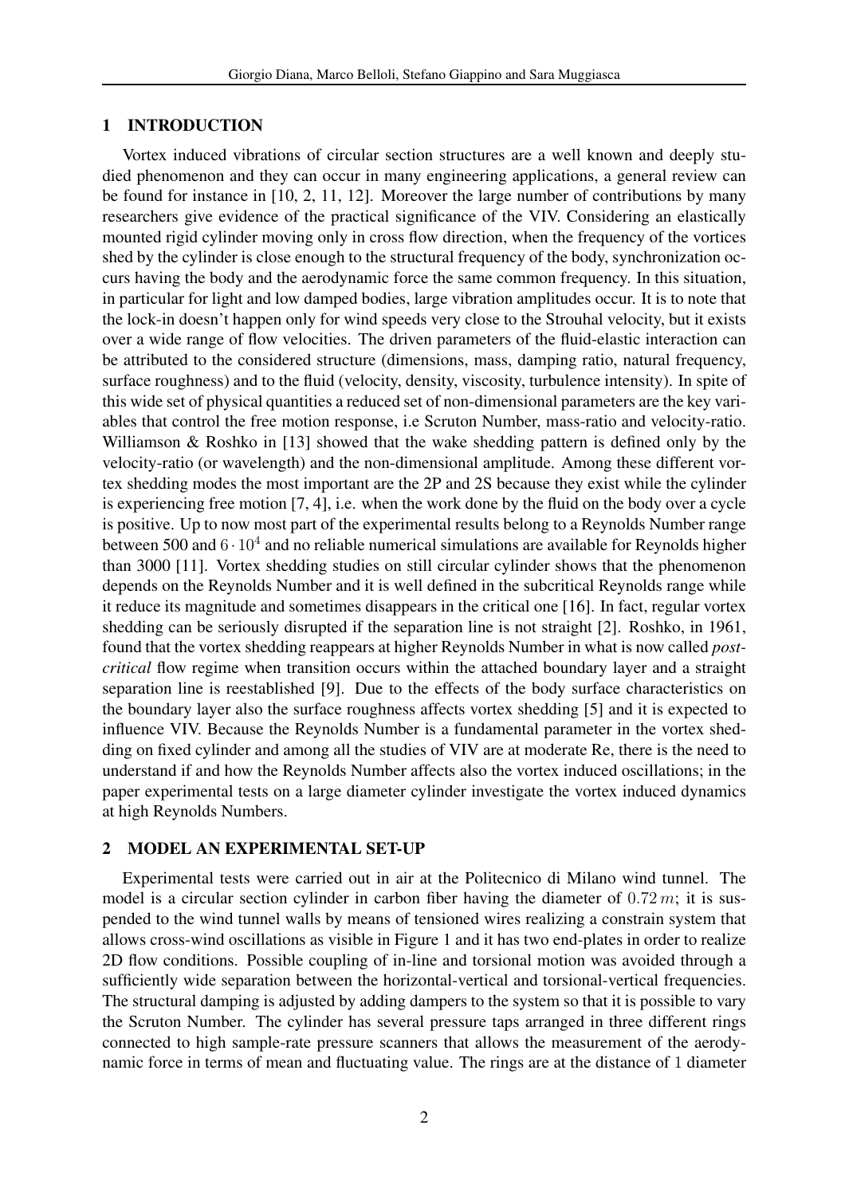## 1 INTRODUCTION

Vortex induced vibrations of circular section structures are a well known and deeply studied phenomenon and they can occur in many engineering applications, a general review can be found for instance in [10, 2, 11, 12]. Moreover the large number of contributions by many researchers give evidence of the practical significance of the VIV. Considering an elastically mounted rigid cylinder moving only in cross flow direction, when the frequency of the vortices shed by the cylinder is close enough to the structural frequency of the body, synchronization occurs having the body and the aerodynamic force the same common frequency. In this situation, in particular for light and low damped bodies, large vibration amplitudes occur. It is to note that the lock-in doesn't happen only for wind speeds very close to the Strouhal velocity, but it exists over a wide range of flow velocities. The driven parameters of the fluid-elastic interaction can be attributed to the considered structure (dimensions, mass, damping ratio, natural frequency, surface roughness) and to the fluid (velocity, density, viscosity, turbulence intensity). In spite of this wide set of physical quantities a reduced set of non-dimensional parameters are the key variables that control the free motion response, i.e Scruton Number, mass-ratio and velocity-ratio. Williamson & Roshko in [13] showed that the wake shedding pattern is defined only by the velocity-ratio (or wavelength) and the non-dimensional amplitude. Among these different vortex shedding modes the most important are the 2P and 2S because they exist while the cylinder is experiencing free motion [7, 4], i.e. when the work done by the fluid on the body over a cycle is positive. Up to now most part of the experimental results belong to a Reynolds Number range between 500 and $6 \cdot 10^4$ and no reliable numerical simulations are available for Reynolds higher than 3000 [11]. Vortex shedding studies on still circular cylinder shows that the phenomenon depends on the Reynolds Number and it is well defined in the subcritical Reynolds range while it reduce its magnitude and sometimes disappears in the critical one [16]. In fact, regular vortex shedding can be seriously disrupted if the separation line is not straight [2]. Roshko, in 1961, found that the vortex shedding reappears at higher Reynolds Number in what is now called *post-critical* flow regime when transition occurs within the attached boundary layer and a straight separation line is reestablished [9]. Due to the effects of the body surface characteristics on the boundary layer also the surface roughness affects vortex shedding [5] and it is expected to influence VIV. Because the Reynolds Number is a fundamental parameter in the vortex shedding on fixed cylinder and among all the studies of VIV are at moderate Re, there is the need to understand if and how the Reynolds Number affects also the vortex induced oscillations; in the paper experimental tests on a large diameter cylinder investigate the vortex induced dynamics at high Reynolds Numbers.

## 2 MODEL AN EXPERIMENTAL SET-UP

Experimental tests were carried out in air at the Politecnico di Milano wind tunnel. The model is a circular section cylinder in carbon fiber having the diameter of $0.72\,m$; it is suspended to the wind tunnel walls by means of tensioned wires realizing a constrain system that allows cross-wind oscillations as visible in Figure 1 and it has two end-plates in order to realize 2D flow conditions. Possible coupling of in-line and torsional motion was avoided through a sufficiently wide separation between the horizontal-vertical and torsional-vertical frequencies. The structural damping is adjusted by adding dampers to the system so that it is possible to vary the Scruton Number. The cylinder has several pressure taps arranged in three different rings connected to high sample-rate pressure scanners that allows the measurement of the aerodynamic force in terms of mean and fluctuating value. The rings are at the distance of 1 diameter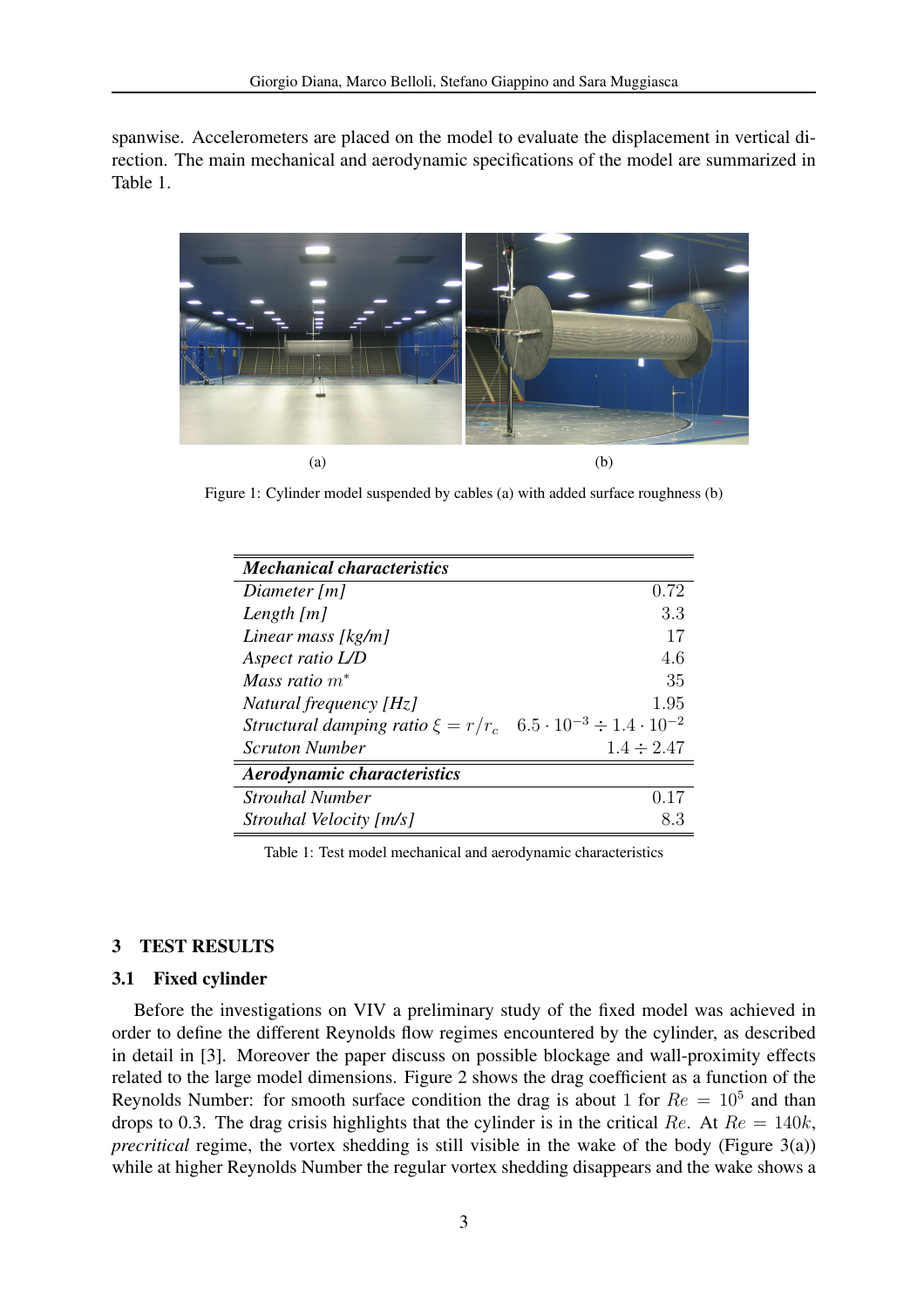spanwise. Accelerometers are placed on the model to evaluate the displacement in vertical direction. The main mechanical and aerodynamic specifications of the model are summarized in Table 1.

(a) (b)

Figure 1: Cylinder model suspended by cables (a) with added surface roughness (b)

| ***Mechanical characteristics*** | |
|---|---|
| *Diameter [m]* | $0.72$ |
| *Length [m]* | $3.3$ |
| *Linear mass [kg/m]* | $17$ |
| *Aspect ratio L/D* | $4.6$ |
| *Mass ratio* $m^*$ | $35$ |
| *Natural frequency [Hz]* | $1.95$ |
| *Structural damping ratio* $\xi = r/r_c$ | $6.5 \cdot 10^{-3} \div 1.4 \cdot 10^{-2}$ |
| *Scruton Number* | $1.4 \div 2.47$ |
| ***Aerodynamic characteristics*** | |
| *Strouhal Number* | $0.17$ |
| *Strouhal Velocity [m/s]* | $8.3$ |

Table 1: Test model mechanical and aerodynamic characteristics

## 3 TEST RESULTS

### 3.1 Fixed cylinder

Before the investigations on VIV a preliminary study of the fixed model was achieved in order to define the different Reynolds flow regimes encountered by the cylinder, as described in detail in [3]. Moreover the paper discuss on possible blockage and wall-proximity effects related to the large model dimensions. Figure 2 shows the drag coefficient as a function of the Reynolds Number: for smooth surface condition the drag is about 1 for $Re = 10^5$ and than drops to 0.3. The drag crisis highlights that the cylinder is in the critical $Re$. At $Re = 140k$, *precritical* regime, the vortex shedding is still visible in the wake of the body (Figure 3(a)) while at higher Reynolds Number the regular vortex shedding disappears and the wake shows a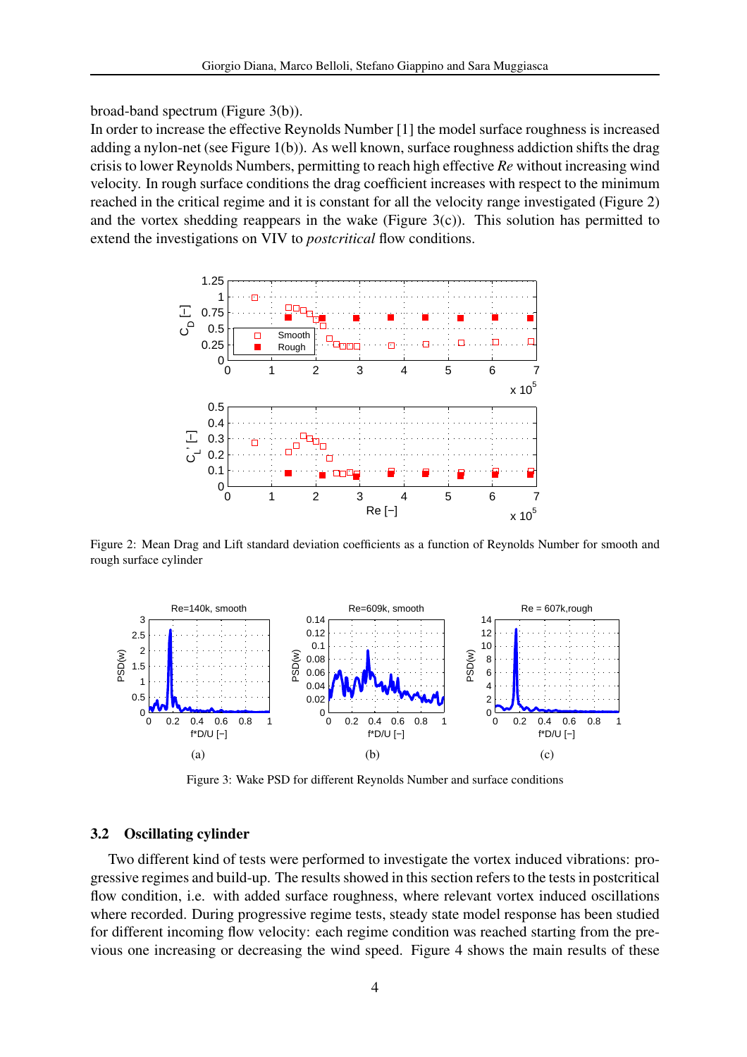broad-band spectrum (Figure 3(b)).

In order to increase the effective Reynolds Number [1] the model surface roughness is increased adding a nylon-net (see Figure 1(b)). As well known, surface roughness addiction shifts the drag crisis to lower Reynolds Numbers, permitting to reach high effective *Re* without increasing wind velocity. In rough surface conditions the drag coefficient increases with respect to the minimum reached in the critical regime and it is constant for all the velocity range investigated (Figure 2) and the vortex shedding reappears in the wake (Figure 3(c)). This solution has permitted to extend the investigations on VIV to *postcritical* flow conditions.

Figure 2: Mean Drag and Lift standard deviation coefficients as a function of Reynolds Number for smooth and rough surface cylinder

Figure 3: Wake PSD for different Reynolds Number and surface conditions

### 3.2 Oscillating cylinder

Two different kind of tests were performed to investigate the vortex induced vibrations: progressive regimes and build-up. The results showed in this section refers to the tests in postcritical flow condition, i.e. with added surface roughness, where relevant vortex induced oscillations where recorded. During progressive regime tests, steady state model response has been studied for different incoming flow velocity: each regime condition was reached starting from the previous one increasing or decreasing the wind speed. Figure 4 shows the main results of these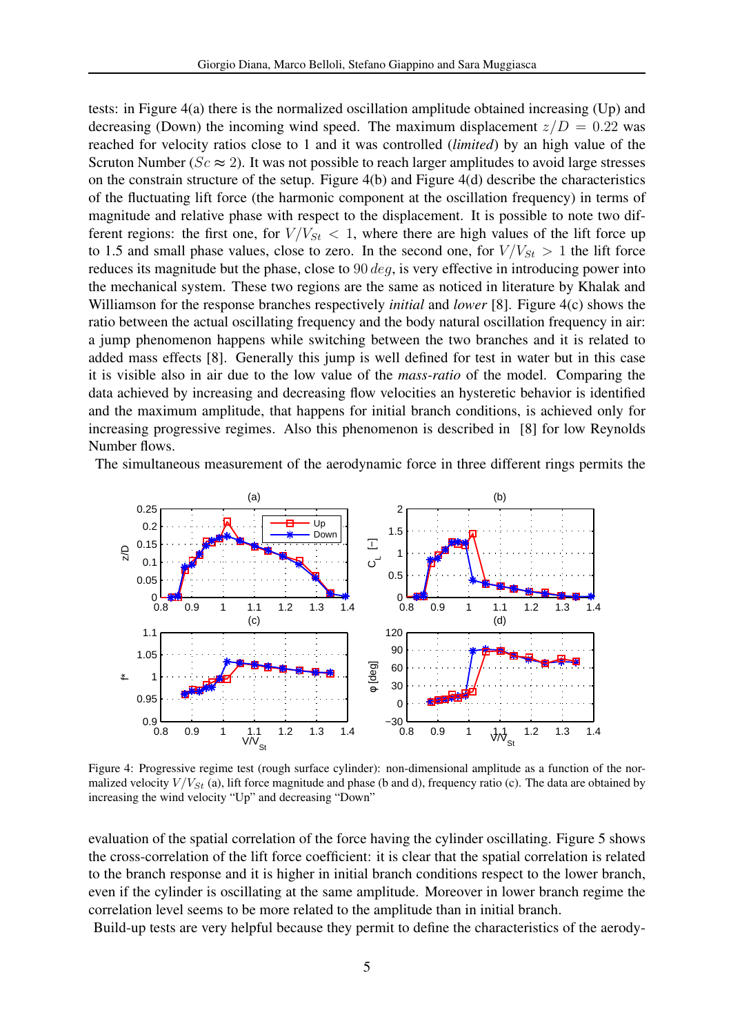tests: in Figure 4(a) there is the normalized oscillation amplitude obtained increasing (Up) and decreasing (Down) the incoming wind speed. The maximum displacement $z/D = 0.22$ was reached for velocity ratios close to 1 and it was controlled (*limited*) by an high value of the Scruton Number ($Sc \approx 2$). It was not possible to reach larger amplitudes to avoid large stresses on the constrain structure of the setup. Figure 4(b) and Figure 4(d) describe the characteristics of the fluctuating lift force (the harmonic component at the oscillation frequency) in terms of magnitude and relative phase with respect to the displacement. It is possible to note two different regions: the first one, for $V/V_{St} < 1$, where there are high values of the lift force up to 1.5 and small phase values, close to zero. In the second one, for $V/V_{St} > 1$ the lift force reduces its magnitude but the phase, close to $90\,deg$, is very effective in introducing power into the mechanical system. These two regions are the same as noticed in literature by Khalak and Williamson for the response branches respectively *initial* and *lower* [8]. Figure 4(c) shows the ratio between the actual oscillating frequency and the body natural oscillation frequency in air: a jump phenomenon happens while switching between the two branches and it is related to added mass effects [8]. Generally this jump is well defined for test in water but in this case it is visible also in air due to the low value of the *mass-ratio* of the model. Comparing the data achieved by increasing and decreasing flow velocities an hysteretic behavior is identified and the maximum amplitude, that happens for initial branch conditions, is achieved only for increasing progressive regimes. Also this phenomenon is described in [8] for low Reynolds Number flows.

The simultaneous measurement of the aerodynamic force in three different rings permits the

Figure 4: Progressive regime test (rough surface cylinder): non-dimensional amplitude as a function of the normalized velocity $V/V_{St}$ (a), lift force magnitude and phase (b and d), frequency ratio (c). The data are obtained by increasing the wind velocity "Up" and decreasing "Down"

evaluation of the spatial correlation of the force having the cylinder oscillating. Figure 5 shows the cross-correlation of the lift force coefficient: it is clear that the spatial correlation is related to the branch response and it is higher in initial branch conditions respect to the lower branch, even if the cylinder is oscillating at the same amplitude. Moreover in lower branch regime the correlation level seems to be more related to the amplitude than in initial branch.

Build-up tests are very helpful because they permit to define the characteristics of the aerody-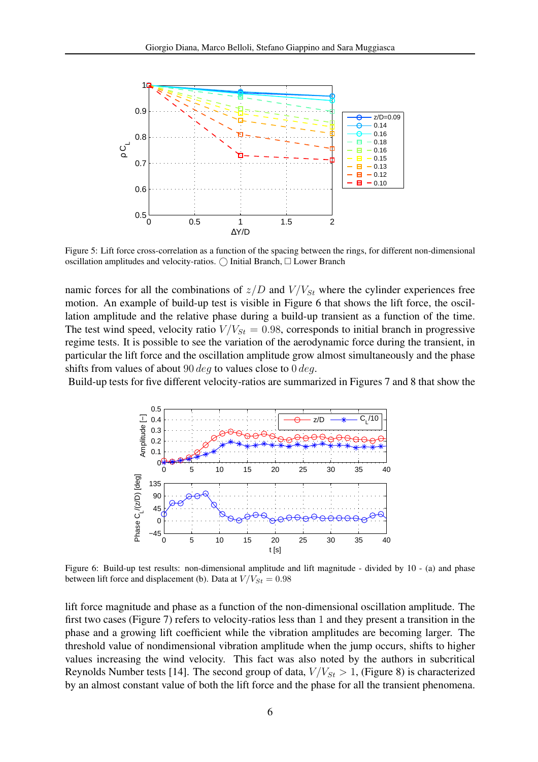Figure 5: Lift force cross-correlation as a function of the spacing between the rings, for different non-dimensional oscillation amplitudes and velocity-ratios. ◯ Initial Branch, □ Lower Branch

namic forces for all the combinations of $z/D$ and $V/V_{St}$ where the cylinder experiences free motion. An example of build-up test is visible in Figure 6 that shows the lift force, the oscillation amplitude and the relative phase during a build-up transient as a function of the time. The test wind speed, velocity ratio $V/V_{St} = 0.98$, corresponds to initial branch in progressive regime tests. It is possible to see the variation of the aerodynamic force during the transient, in particular the lift force and the oscillation amplitude grow almost simultaneously and the phase shifts from values of about $90\,deg$ to values close to $0\,deg$.

Build-up tests for five different velocity-ratios are summarized in Figures 7 and 8 that show the

Figure 6: Build-up test results: non-dimensional amplitude and lift magnitude - divided by 10 - (a) and phase between lift force and displacement (b). Data at $V/V_{St} = 0.98$

lift force magnitude and phase as a function of the non-dimensional oscillation amplitude. The first two cases (Figure 7) refers to velocity-ratios less than 1 and they present a transition in the phase and a growing lift coefficient while the vibration amplitudes are becoming larger. The threshold value of nondimensional vibration amplitude when the jump occurs, shifts to higher values increasing the wind velocity. This fact was also noted by the authors in subcritical Reynolds Number tests [14]. The second group of data, $V/V_{St} > 1$, (Figure 8) is characterized by an almost constant value of both the lift force and the phase for all the transient phenomena.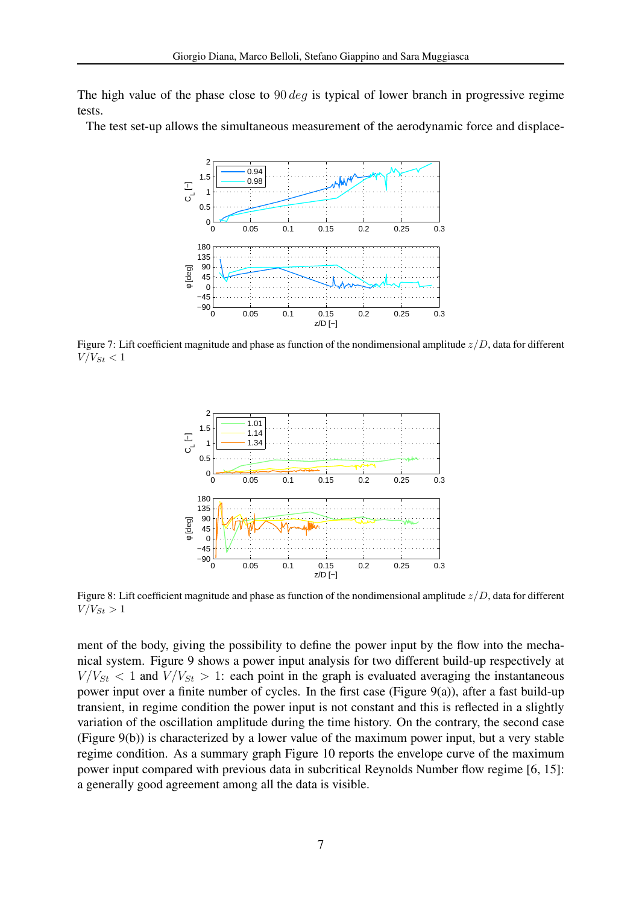The high value of the phase close to $90\,deg$ is typical of lower branch in progressive regime tests.

The test set-up allows the simultaneous measurement of the aerodynamic force and displacement of the body, giving the possibility to define the power input by the flow into the mechanical system. Figure 9 shows a power input analysis for two different build-up respectively at $V/V_{St} < 1$ and $V/V_{St} > 1$: each point in the graph is evaluated averaging the instantaneous power input over a finite number of cycles. In the first case (Figure 9(a)), after a fast build-up transient, in regime condition the power input is not constant and this is reflected in a slightly variation of the oscillation amplitude during the time history. On the contrary, the second case (Figure 9(b)) is characterized by a lower value of the maximum power input, but a very stable regime condition. As a summary graph Figure 10 reports the envelope curve of the maximum power input compared with previous data in subcritical Reynolds Number flow regime [6, 15]: a generally good agreement among all the data is visible.

Figure 7: Lift coefficient magnitude and phase as function of the nondimensional amplitude $z/D$, data for different $V/V_{St} < 1$

Figure 8: Lift coefficient magnitude and phase as function of the nondimensional amplitude $z/D$, data for different $V/V_{St} > 1$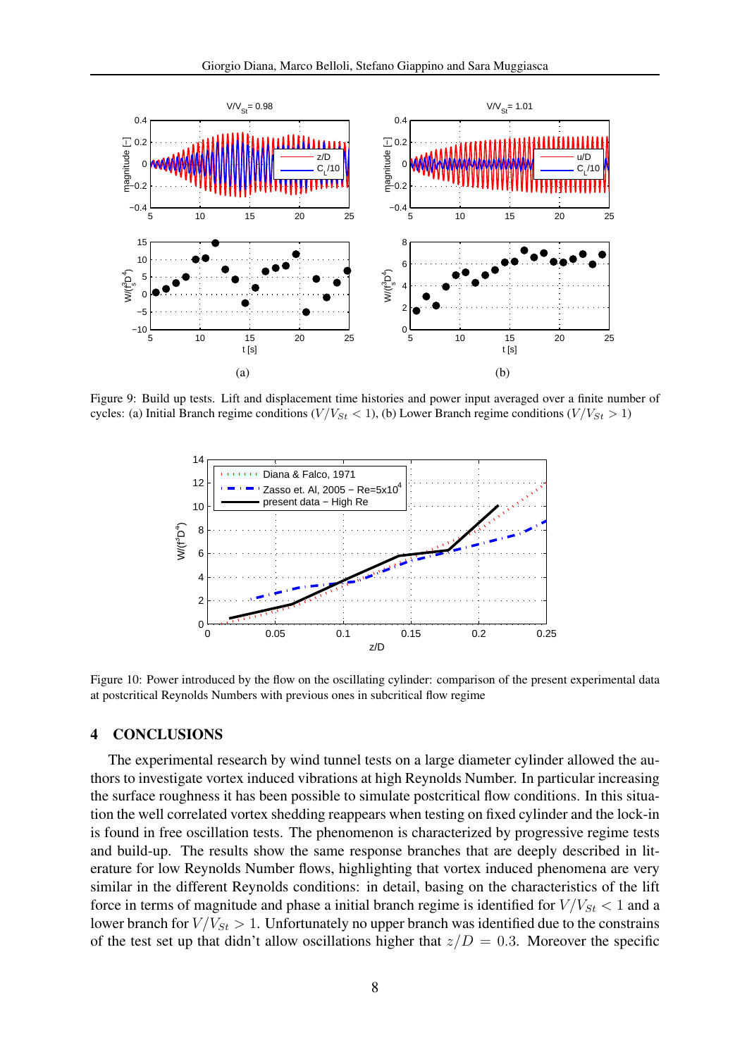Figure 9: Build up tests. Lift and displacement time histories and power input averaged over a finite number of cycles: (a) Initial Branch regime conditions ($V/V_{St} < 1$), (b) Lower Branch regime conditions ($V/V_{St} > 1$)

Figure 10: Power introduced by the flow on the oscillating cylinder: comparison of the present experimental data at postcritical Reynolds Numbers with previous ones in subcritical flow regime

## 4 CONCLUSIONS

The experimental research by wind tunnel tests on a large diameter cylinder allowed the authors to investigate vortex induced vibrations at high Reynolds Number. In particular increasing the surface roughness it has been possible to simulate postcritical flow conditions. In this situation the well correlated vortex shedding reappears when testing on fixed cylinder and the lock-in is found in free oscillation tests. The phenomenon is characterized by progressive regime tests and build-up. The results show the same response branches that are deeply described in literature for low Reynolds Number flows, highlighting that vortex induced phenomena are very similar in the different Reynolds conditions: in detail, basing on the characteristics of the lift force in terms of magnitude and phase a initial branch regime is identified for $V/V_{St} < 1$ and a lower branch for $V/V_{St} > 1$. Unfortunately no upper branch was identified due to the constrains of the test set up that didn't allow oscillations higher that $z/D = 0.3$. Moreover the specific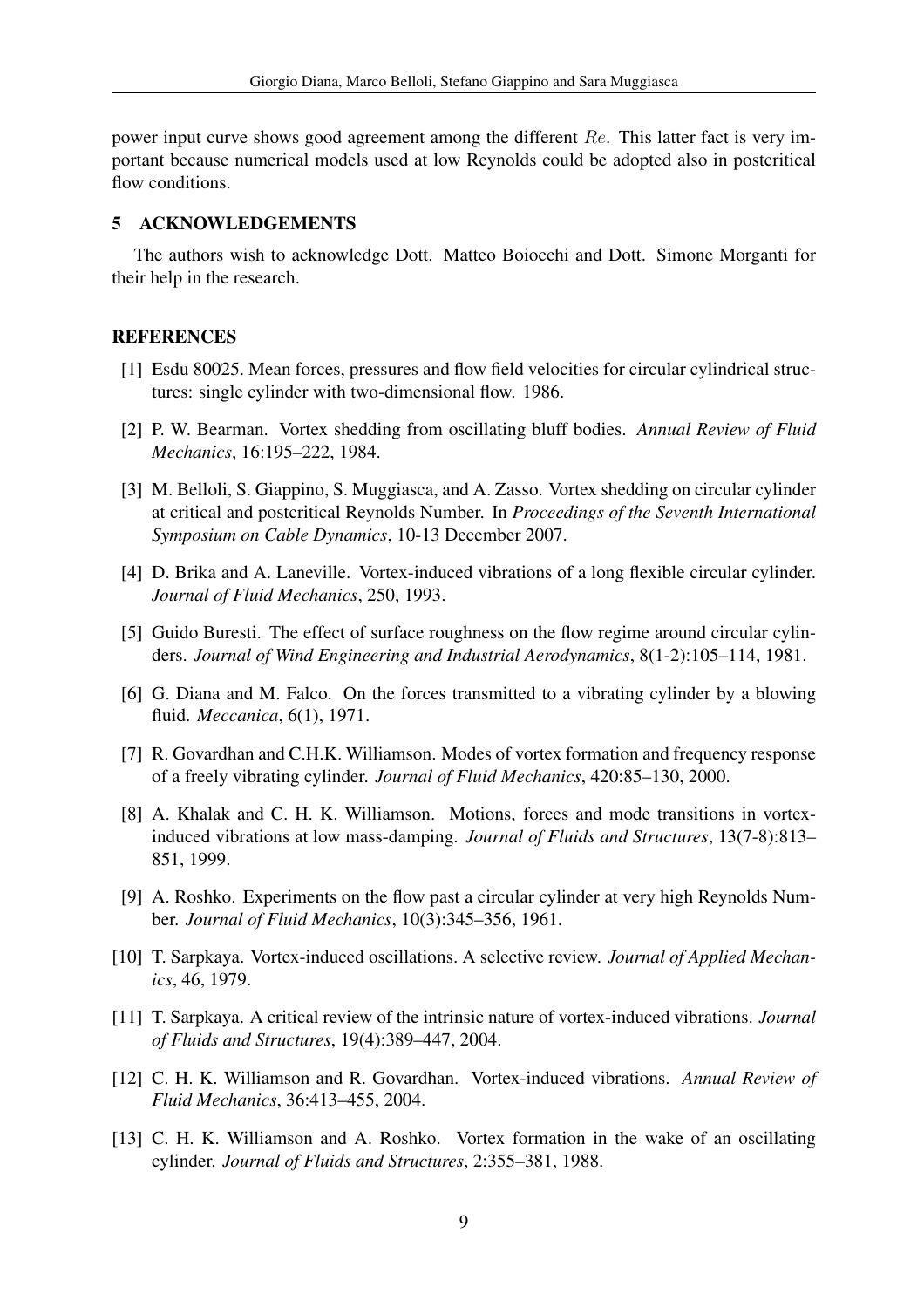power input curve shows good agreement among the different $Re$. This latter fact is very important because numerical models used at low Reynolds could be adopted also in postcritical flow conditions.

## 5 ACKNOWLEDGEMENTS

The authors wish to acknowledge Dott. Matteo Boiocchi and Dott. Simone Morganti for their help in the research.

## REFERENCES

[1] Esdu 80025. Mean forces, pressures and flow field velocities for circular cylindrical structures: single cylinder with two-dimensional flow. 1986.

[2] P. W. Bearman. Vortex shedding from oscillating bluff bodies. *Annual Review of Fluid Mechanics*, 16:195–222, 1984.

[3] M. Belloli, S. Giappino, S. Muggiasca, and A. Zasso. Vortex shedding on circular cylinder at critical and postcritical Reynolds Number. In *Proceedings of the Seventh International Symposium on Cable Dynamics*, 10-13 December 2007.

[4] D. Brika and A. Laneville. Vortex-induced vibrations of a long flexible circular cylinder. *Journal of Fluid Mechanics*, 250, 1993.

[5] Guido Buresti. The effect of surface roughness on the flow regime around circular cylinders. *Journal of Wind Engineering and Industrial Aerodynamics*, 8(1-2):105–114, 1981.

[6] G. Diana and M. Falco. On the forces transmitted to a vibrating cylinder by a blowing fluid. *Meccanica*, 6(1), 1971.

[7] R. Govardhan and C.H.K. Williamson. Modes of vortex formation and frequency response of a freely vibrating cylinder. *Journal of Fluid Mechanics*, 420:85–130, 2000.

[8] A. Khalak and C. H. K. Williamson. Motions, forces and mode transitions in vortex-induced vibrations at low mass-damping. *Journal of Fluids and Structures*, 13(7-8):813–851, 1999.

[9] A. Roshko. Experiments on the flow past a circular cylinder at very high Reynolds Number. *Journal of Fluid Mechanics*, 10(3):345–356, 1961.

[10] T. Sarpkaya. Vortex-induced oscillations. A selective review. *Journal of Applied Mechanics*, 46, 1979.

[11] T. Sarpkaya. A critical review of the intrinsic nature of vortex-induced vibrations. *Journal of Fluids and Structures*, 19(4):389–447, 2004.

[12] C. H. K. Williamson and R. Govardhan. Vortex-induced vibrations. *Annual Review of Fluid Mechanics*, 36:413–455, 2004.

[13] C. H. K. Williamson and A. Roshko. Vortex formation in the wake of an oscillating cylinder. *Journal of Fluids and Structures*, 2:355–381, 1988.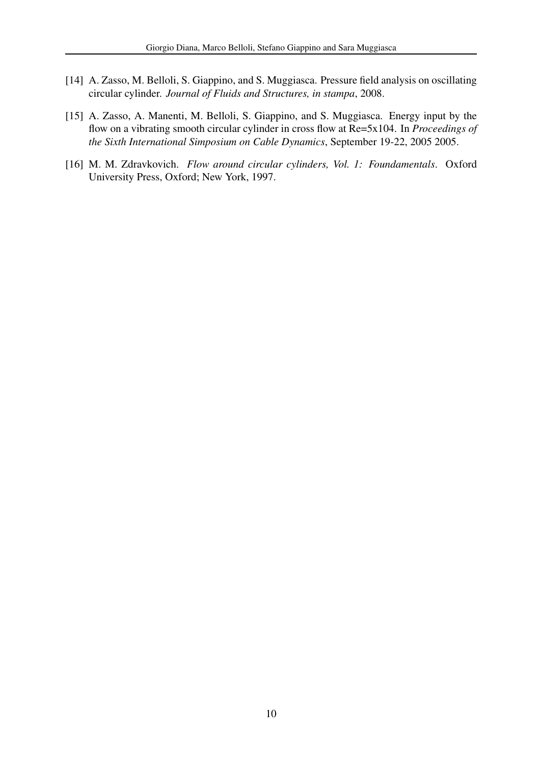[14] A. Zasso, M. Belloli, S. Giappino, and S. Muggiasca. Pressure field analysis on oscillating circular cylinder. *Journal of Fluids and Structures, in stampa*, 2008.

[15] A. Zasso, A. Manenti, M. Belloli, S. Giappino, and S. Muggiasca. Energy input by the flow on a vibrating smooth circular cylinder in cross flow at Re=5x104. In *Proceedings of the Sixth International Simposium on Cable Dynamics*, September 19-22, 2005 2005.

[16] M. M. Zdravkovich. *Flow around circular cylinders, Vol. 1: Foundamentals*. Oxford University Press, Oxford; New York, 1997.